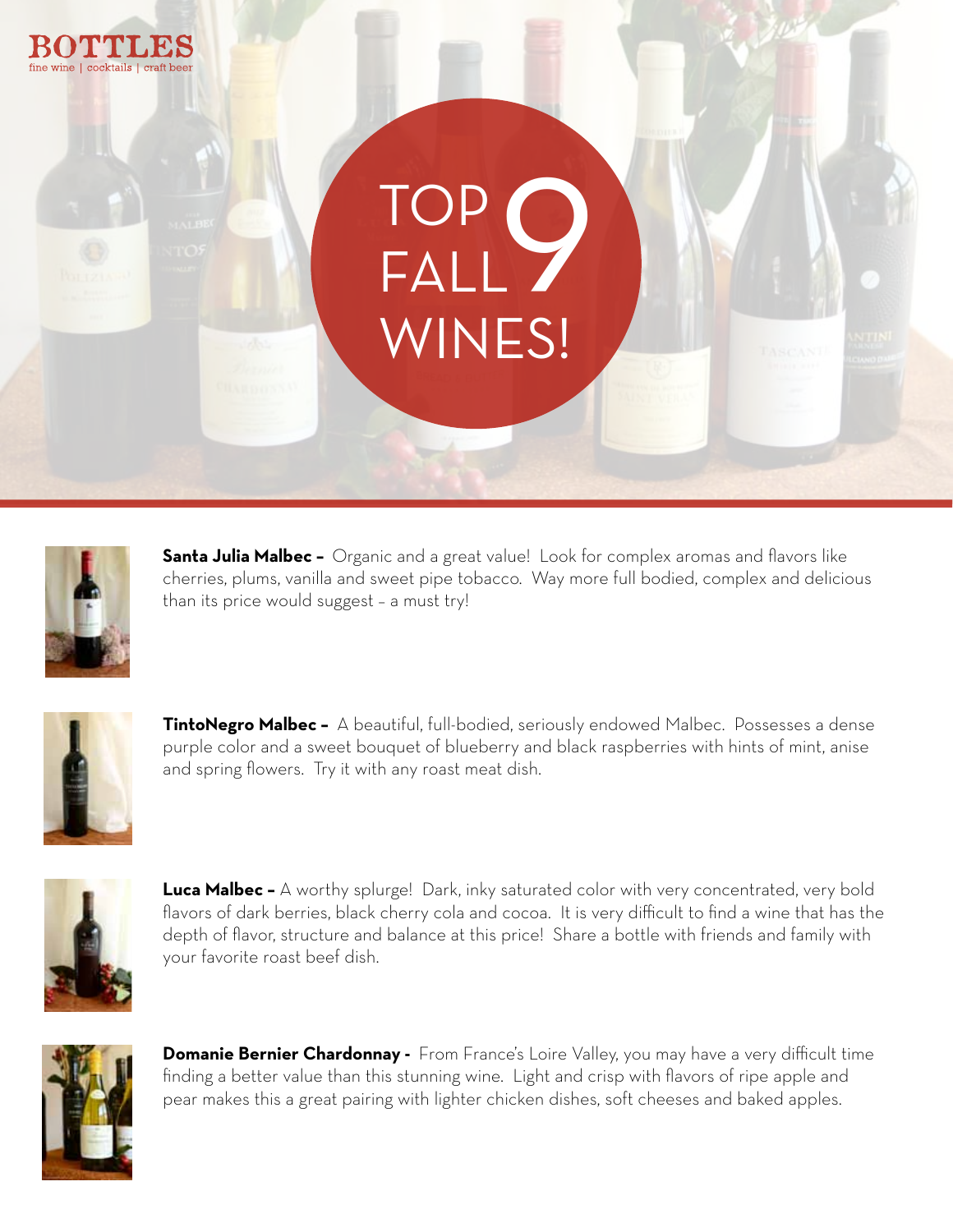BOTTLES
fine wine | cocktails | craft beer

# TOP 9 FALL WINES!

**Santa Julia Malbec –** Organic and a great value! Look for complex aromas and flavors like cherries, plums, vanilla and sweet pipe tobacco. Way more full bodied, complex and delicious than its price would suggest – a must try!

**TintoNegro Malbec –** A beautiful, full-bodied, seriously endowed Malbec. Possesses a dense purple color and a sweet bouquet of blueberry and black raspberries with hints of mint, anise and spring flowers. Try it with any roast meat dish.

**Luca Malbec –** A worthy splurge! Dark, inky saturated color with very concentrated, very bold flavors of dark berries, black cherry cola and cocoa. It is very difficult to find a wine that has the depth of flavor, structure and balance at this price! Share a bottle with friends and family with your favorite roast beef dish.

**Domanie Bernier Chardonnay -** From France's Loire Valley, you may have a very difficult time finding a better value than this stunning wine. Light and crisp with flavors of ripe apple and pear makes this a great pairing with lighter chicken dishes, soft cheeses and baked apples.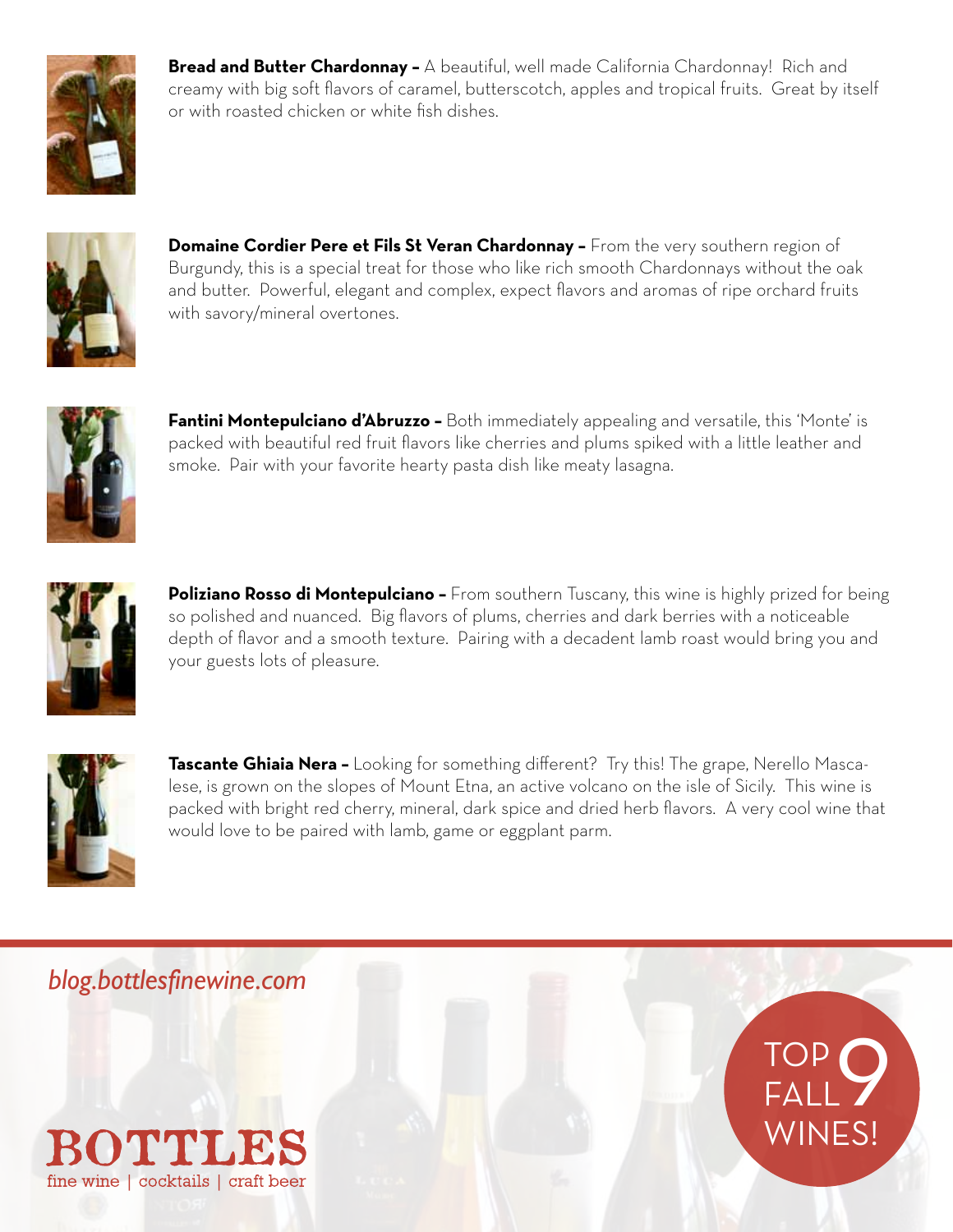**Bread and Butter Chardonnay –** A beautiful, well made California Chardonnay! Rich and creamy with big soft flavors of caramel, butterscotch, apples and tropical fruits. Great by itself or with roasted chicken or white fish dishes.

**Domaine Cordier Pere et Fils St Veran Chardonnay –** From the very southern region of Burgundy, this is a special treat for those who like rich smooth Chardonnays without the oak and butter. Powerful, elegant and complex, expect flavors and aromas of ripe orchard fruits with savory/mineral overtones.

**Fantini Montepulciano d'Abruzzo –** Both immediately appealing and versatile, this 'Monte' is packed with beautiful red fruit flavors like cherries and plums spiked with a little leather and smoke. Pair with your favorite hearty pasta dish like meaty lasagna.

**Poliziano Rosso di Montepulciano –** From southern Tuscany, this wine is highly prized for being so polished and nuanced. Big flavors of plums, cherries and dark berries with a noticeable depth of flavor and a smooth texture. Pairing with a decadent lamb roast would bring you and your guests lots of pleasure.

**Tascante Ghiaia Nera –** Looking for something different? Try this! The grape, Nerello Mascalese, is grown on the slopes of Mount Etna, an active volcano on the isle of Sicily. This wine is packed with bright red cherry, mineral, dark spice and dried herb flavors. A very cool wine that would love to be paired with lamb, game or eggplant parm.

*blog.bottlesfinewine.com*

BOTTLES
fine wine | cocktails | craft beer

TOP FALL 9 WINES!